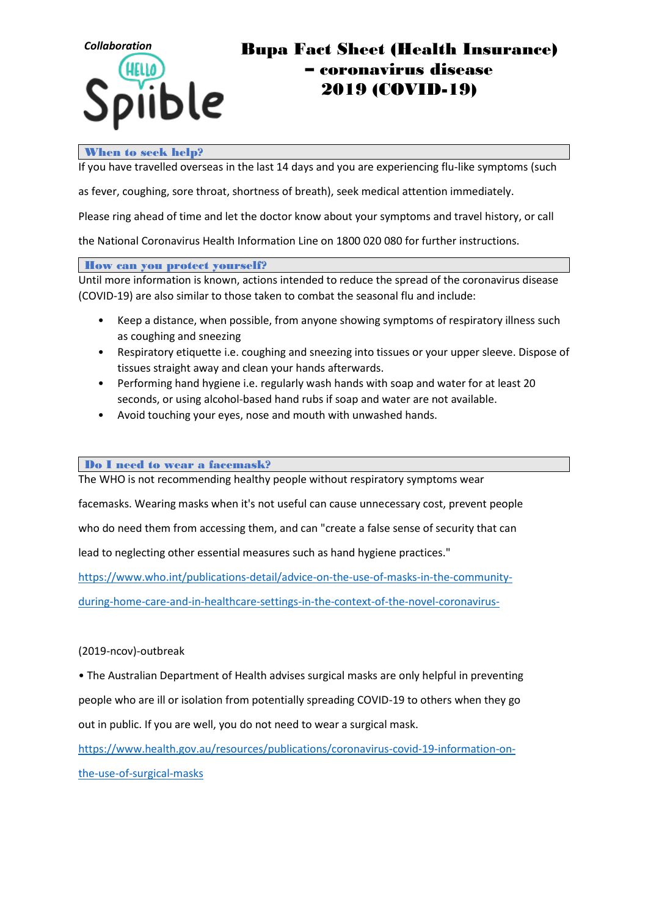Collaboration

Spiible

# Bupa Fact Sheet (Health Insurance) – coronavirus disease 2019 (COVID-19)

## When to seek help?

If you have travelled overseas in the last 14 days and you are experiencing flu-like symptoms (such as fever, coughing, sore throat, shortness of breath), seek medical attention immediately.

Please ring ahead of time and let the doctor know about your symptoms and travel history, or call the National Coronavirus Health Information Line on 1800 020 080 for further instructions.

## How can you protect yourself?

Until more information is known, actions intended to reduce the spread of the coronavirus disease (COVID-19) are also similar to those taken to combat the seasonal flu and include:

- Keep a distance, when possible, from anyone showing symptoms of respiratory illness such as coughing and sneezing
- Respiratory etiquette i.e. coughing and sneezing into tissues or your upper sleeve. Dispose of tissues straight away and clean your hands afterwards.
- Performing hand hygiene i.e. regularly wash hands with soap and water for at least 20 seconds, or using alcohol-based hand rubs if soap and water are not available.
- Avoid touching your eyes, nose and mouth with unwashed hands.

## Do I need to wear a facemask?

The WHO is not recommending healthy people without respiratory symptoms wear facemasks. Wearing masks when it's not useful can cause unnecessary cost, prevent people who do need them from accessing them, and can "create a false sense of security that can lead to neglecting other essential measures such as hand hygiene practices."

https://www.who.int/publications-detail/advice-on-the-use-of-masks-in-the-community-during-home-care-and-in-healthcare-settings-in-the-context-of-the-novel-coronavirus-

(2019-ncov)-outbreak

• The Australian Department of Health advises surgical masks are only helpful in preventing people who are ill or isolation from potentially spreading COVID-19 to others when they go out in public. If you are well, you do not need to wear a surgical mask.

https://www.health.gov.au/resources/publications/coronavirus-covid-19-information-on-the-use-of-surgical-masks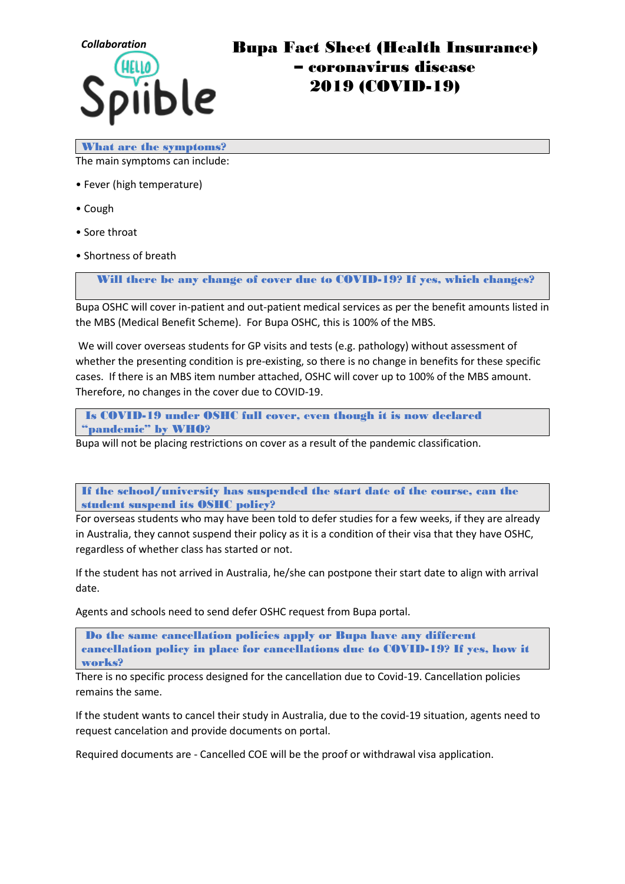Collaboration

HELLO Spiible

# Bupa Fact Sheet (Health Insurance) – coronavirus disease 2019 (COVID-19)

## What are the symptoms?

The main symptoms can include:

- Fever (high temperature)
- Cough
- Sore throat
- Shortness of breath

## Will there be any change of cover due to COVID-19? If yes, which changes?

Bupa OSHC will cover in-patient and out-patient medical services as per the benefit amounts listed in the MBS (Medical Benefit Scheme). For Bupa OSHC, this is 100% of the MBS.

We will cover overseas students for GP visits and tests (e.g. pathology) without assessment of whether the presenting condition is pre-existing, so there is no change in benefits for these specific cases. If there is an MBS item number attached, OSHC will cover up to 100% of the MBS amount. Therefore, no changes in the cover due to COVID-19.

## Is COVID-19 under OSHC full cover, even though it is now declared "pandemic" by WHO?

Bupa will not be placing restrictions on cover as a result of the pandemic classification.

## If the school/university has suspended the start date of the course, can the student suspend its OSHC policy?

For overseas students who may have been told to defer studies for a few weeks, if they are already in Australia, they cannot suspend their policy as it is a condition of their visa that they have OSHC, regardless of whether class has started or not.

If the student has not arrived in Australia, he/she can postpone their start date to align with arrival date.

Agents and schools need to send defer OSHC request from Bupa portal.

## Do the same cancellation policies apply or Bupa have any different cancellation policy in place for cancellations due to COVID-19? If yes, how it works?

There is no specific process designed for the cancellation due to Covid-19. Cancellation policies remains the same.

If the student wants to cancel their study in Australia, due to the covid-19 situation, agents need to request cancelation and provide documents on portal.

Required documents are - Cancelled COE will be the proof or withdrawal visa application.